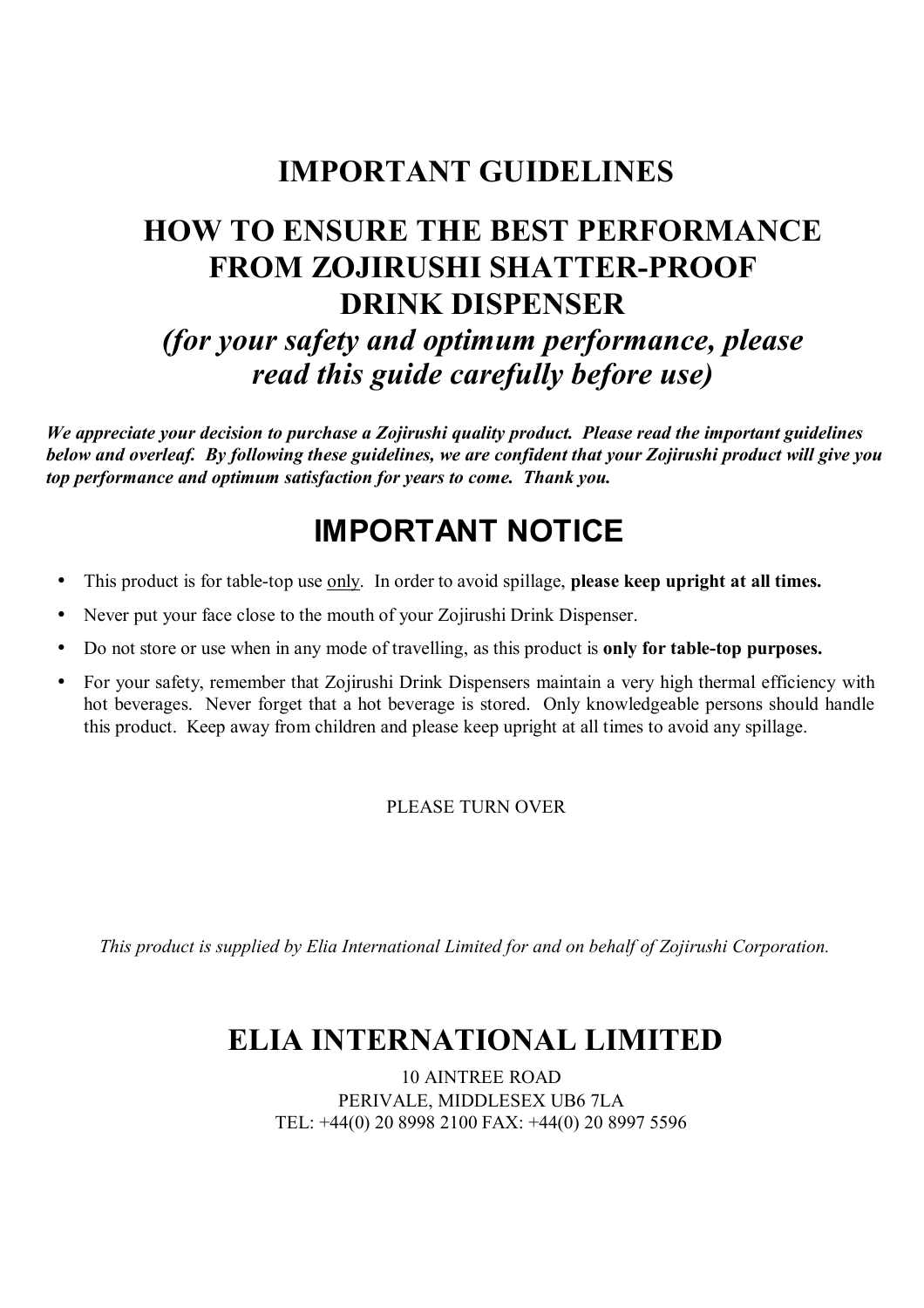# IMPORTANT GUIDELINES

## HOW TO ENSURE THE BEST PERFORMANCE FROM ZOJIRUSHI SHATTER-PROOF DRINK DISPENSER

***(for your safety and optimum performance, please read this guide carefully before use)***

***We appreciate your decision to purchase a Zojirushi quality product. Please read the important guidelines below and overleaf. By following these guidelines, we are confident that your Zojirushi product will give you top performance and optimum satisfaction for years to come. Thank you.***

## IMPORTANT NOTICE

- This product is for table-top use <u>only</u>. In order to avoid spillage, **please keep upright at all times.**
- Never put your face close to the mouth of your Zojirushi Drink Dispenser.
- Do not store or use when in any mode of travelling, as this product is **only for table-top purposes.**
- For your safety, remember that Zojirushi Drink Dispensers maintain a very high thermal efficiency with hot beverages. Never forget that a hot beverage is stored. Only knowledgeable persons should handle this product. Keep away from children and please keep upright at all times to avoid any spillage.

PLEASE TURN OVER

*This product is supplied by Elia International Limited for and on behalf of Zojirushi Corporation.*

## ELIA INTERNATIONAL LIMITED

10 AINTREE ROAD
PERIVALE, MIDDLESEX UB6 7LA
TEL: +44(0) 20 8998 2100 FAX: +44(0) 20 8997 5596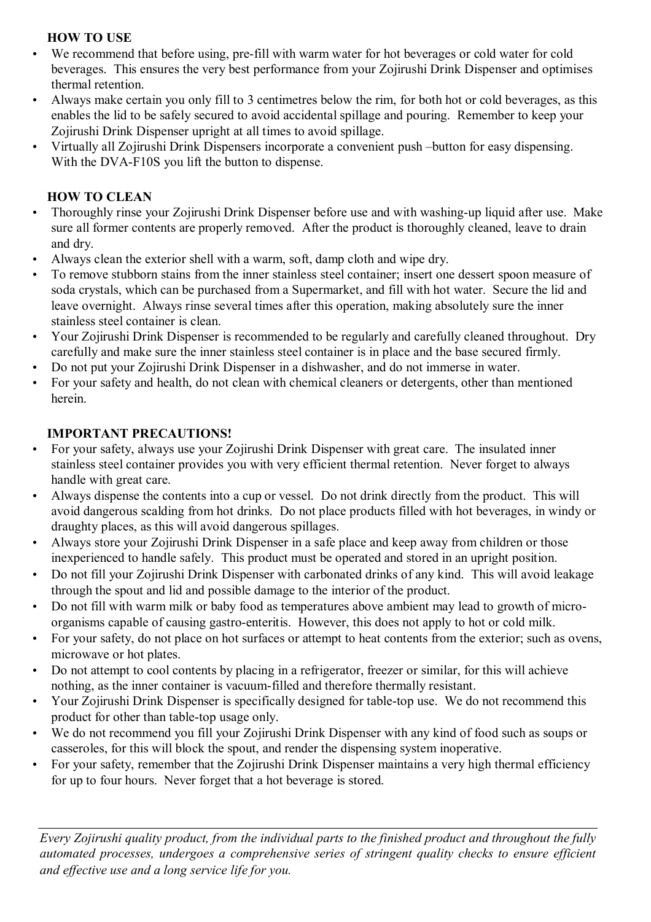**HOW TO USE**

- We recommend that before using, pre-fill with warm water for hot beverages or cold water for cold beverages. This ensures the very best performance from your Zojirushi Drink Dispenser and optimises thermal retention.
- Always make certain you only fill to 3 centimetres below the rim, for both hot or cold beverages, as this enables the lid to be safely secured to avoid accidental spillage and pouring. Remember to keep your Zojirushi Drink Dispenser upright at all times to avoid spillage.
- Virtually all Zojirushi Drink Dispensers incorporate a convenient push –button for easy dispensing. With the DVA-F10S you lift the button to dispense.

**HOW TO CLEAN**

- Thoroughly rinse your Zojirushi Drink Dispenser before use and with washing-up liquid after use. Make sure all former contents are properly removed. After the product is thoroughly cleaned, leave to drain and dry.
- Always clean the exterior shell with a warm, soft, damp cloth and wipe dry.
- To remove stubborn stains from the inner stainless steel container; insert one dessert spoon measure of soda crystals, which can be purchased from a Supermarket, and fill with hot water. Secure the lid and leave overnight. Always rinse several times after this operation, making absolutely sure the inner stainless steel container is clean.
- Your Zojirushi Drink Dispenser is recommended to be regularly and carefully cleaned throughout. Dry carefully and make sure the inner stainless steel container is in place and the base secured firmly.
- Do not put your Zojirushi Drink Dispenser in a dishwasher, and do not immerse in water.
- For your safety and health, do not clean with chemical cleaners or detergents, other than mentioned herein.

**IMPORTANT PRECAUTIONS!**

- For your safety, always use your Zojirushi Drink Dispenser with great care. The insulated inner stainless steel container provides you with very efficient thermal retention. Never forget to always handle with great care.
- Always dispense the contents into a cup or vessel. Do not drink directly from the product. This will avoid dangerous scalding from hot drinks. Do not place products filled with hot beverages, in windy or draughty places, as this will avoid dangerous spillages.
- Always store your Zojirushi Drink Dispenser in a safe place and keep away from children or those inexperienced to handle safely. This product must be operated and stored in an upright position.
- Do not fill your Zojirushi Drink Dispenser with carbonated drinks of any kind. This will avoid leakage through the spout and lid and possible damage to the interior of the product.
- Do not fill with warm milk or baby food as temperatures above ambient may lead to growth of micro-organisms capable of causing gastro-enteritis. However, this does not apply to hot or cold milk.
- For your safety, do not place on hot surfaces or attempt to heat contents from the exterior; such as ovens, microwave or hot plates.
- Do not attempt to cool contents by placing in a refrigerator, freezer or similar, for this will achieve nothing, as the inner container is vacuum-filled and therefore thermally resistant.
- Your Zojirushi Drink Dispenser is specifically designed for table-top use. We do not recommend this product for other than table-top usage only.
- We do not recommend you fill your Zojirushi Drink Dispenser with any kind of food such as soups or casseroles, for this will block the spout, and render the dispensing system inoperative.
- For your safety, remember that the Zojirushi Drink Dispenser maintains a very high thermal efficiency for up to four hours. Never forget that a hot beverage is stored.

---

*Every Zojirushi quality product, from the individual parts to the finished product and throughout the fully automated processes, undergoes a comprehensive series of stringent quality checks to ensure efficient and effective use and a long service life for you.*